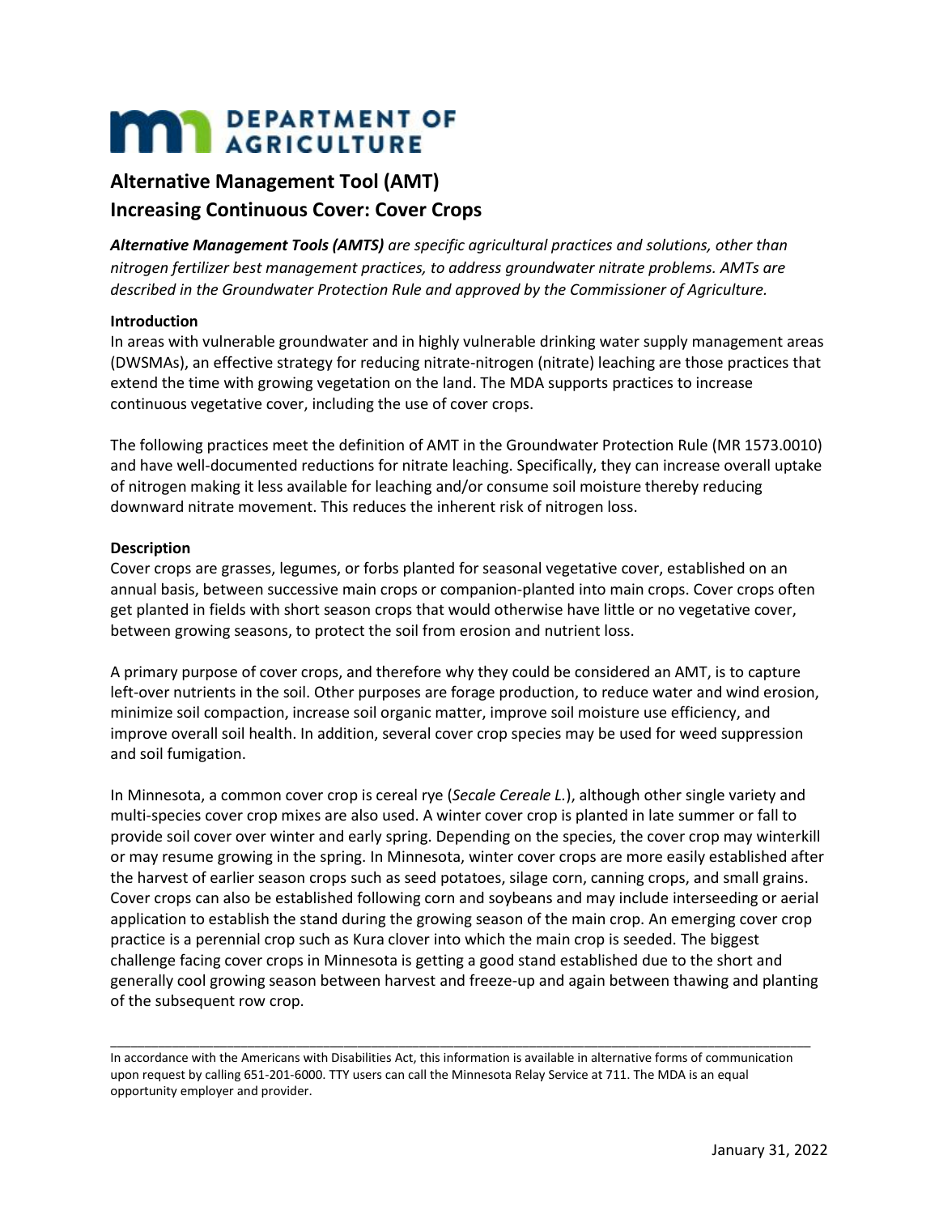# DEPARTMENT OF AGRICULTURE

## Alternative Management Tool (AMT)
## Increasing Continuous Cover: Cover Crops

***Alternative Management Tools (AMTS)*** *are specific agricultural practices and solutions, other than nitrogen fertilizer best management practices, to address groundwater nitrate problems. AMTs are described in the Groundwater Protection Rule and approved by the Commissioner of Agriculture.*

**Introduction**

In areas with vulnerable groundwater and in highly vulnerable drinking water supply management areas (DWSMAs), an effective strategy for reducing nitrate-nitrogen (nitrate) leaching are those practices that extend the time with growing vegetation on the land. The MDA supports practices to increase continuous vegetative cover, including the use of cover crops.

The following practices meet the definition of AMT in the Groundwater Protection Rule (MR 1573.0010) and have well-documented reductions for nitrate leaching. Specifically, they can increase overall uptake of nitrogen making it less available for leaching and/or consume soil moisture thereby reducing downward nitrate movement. This reduces the inherent risk of nitrogen loss.

**Description**

Cover crops are grasses, legumes, or forbs planted for seasonal vegetative cover, established on an annual basis, between successive main crops or companion-planted into main crops. Cover crops often get planted in fields with short season crops that would otherwise have little or no vegetative cover, between growing seasons, to protect the soil from erosion and nutrient loss.

A primary purpose of cover crops, and therefore why they could be considered an AMT, is to capture left-over nutrients in the soil. Other purposes are forage production, to reduce water and wind erosion, minimize soil compaction, increase soil organic matter, improve soil moisture use efficiency, and improve overall soil health. In addition, several cover crop species may be used for weed suppression and soil fumigation.

In Minnesota, a common cover crop is cereal rye (*Secale Cereale L.*), although other single variety and multi-species cover crop mixes are also used. A winter cover crop is planted in late summer or fall to provide soil cover over winter and early spring. Depending on the species, the cover crop may winterkill or may resume growing in the spring. In Minnesota, winter cover crops are more easily established after the harvest of earlier season crops such as seed potatoes, silage corn, canning crops, and small grains. Cover crops can also be established following corn and soybeans and may include interseeding or aerial application to establish the stand during the growing season of the main crop. An emerging cover crop practice is a perennial crop such as Kura clover into which the main crop is seeded. The biggest challenge facing cover crops in Minnesota is getting a good stand established due to the short and generally cool growing season between harvest and freeze-up and again between thawing and planting of the subsequent row crop.

---

In accordance with the Americans with Disabilities Act, this information is available in alternative forms of communication upon request by calling 651-201-6000. TTY users can call the Minnesota Relay Service at 711. The MDA is an equal opportunity employer and provider.

January 31, 2022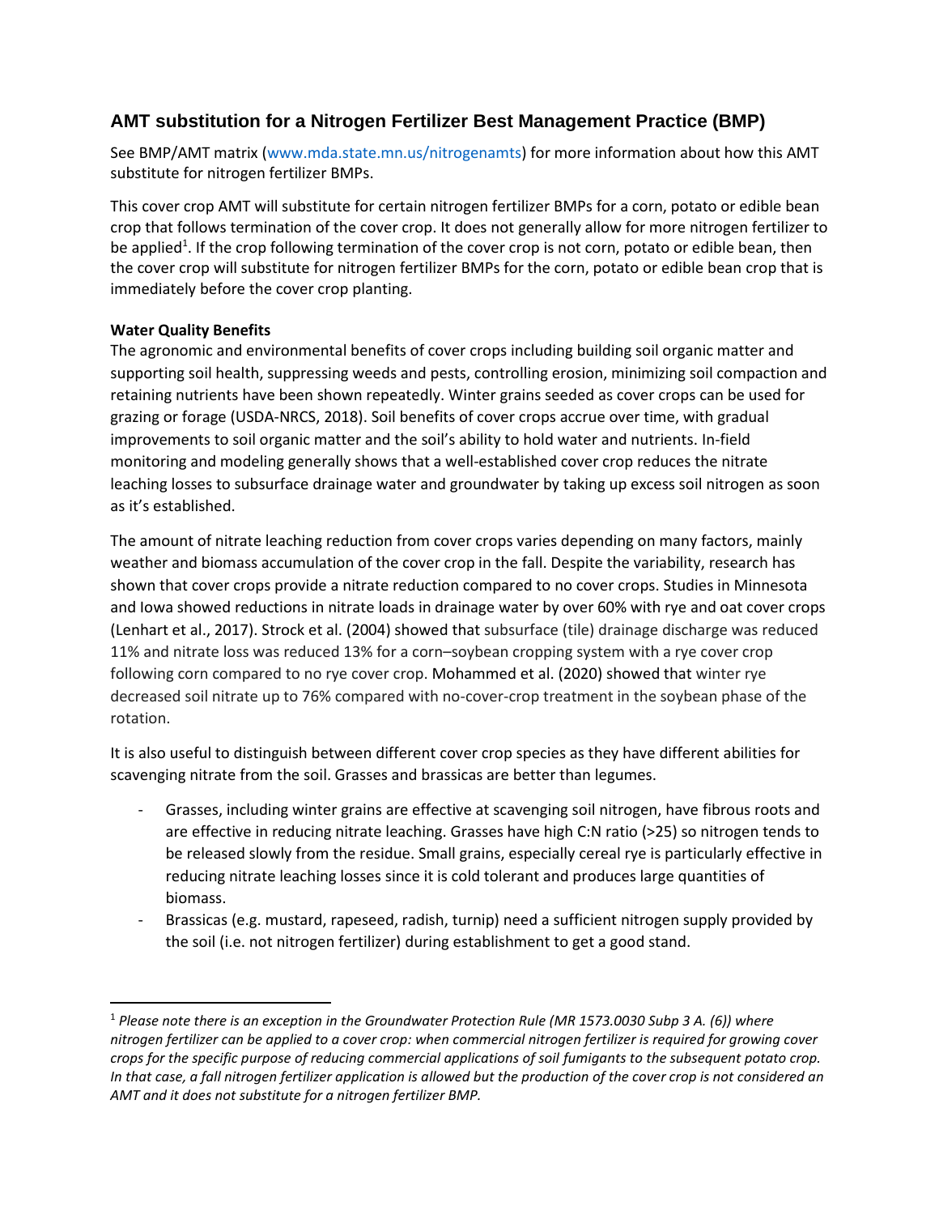## AMT substitution for a Nitrogen Fertilizer Best Management Practice (BMP)

See BMP/AMT matrix (www.mda.state.mn.us/nitrogenamts) for more information about how this AMT substitute for nitrogen fertilizer BMPs.

This cover crop AMT will substitute for certain nitrogen fertilizer BMPs for a corn, potato or edible bean crop that follows termination of the cover crop. It does not generally allow for more nitrogen fertilizer to be applied[1]. If the crop following termination of the cover crop is not corn, potato or edible bean, then the cover crop will substitute for nitrogen fertilizer BMPs for the corn, potato or edible bean crop that is immediately before the cover crop planting.

**Water Quality Benefits**

The agronomic and environmental benefits of cover crops including building soil organic matter and supporting soil health, suppressing weeds and pests, controlling erosion, minimizing soil compaction and retaining nutrients have been shown repeatedly. Winter grains seeded as cover crops can be used for grazing or forage (USDA-NRCS, 2018). Soil benefits of cover crops accrue over time, with gradual improvements to soil organic matter and the soil's ability to hold water and nutrients. In-field monitoring and modeling generally shows that a well-established cover crop reduces the nitrate leaching losses to subsurface drainage water and groundwater by taking up excess soil nitrogen as soon as it's established.

The amount of nitrate leaching reduction from cover crops varies depending on many factors, mainly weather and biomass accumulation of the cover crop in the fall. Despite the variability, research has shown that cover crops provide a nitrate reduction compared to no cover crops. Studies in Minnesota and Iowa showed reductions in nitrate loads in drainage water by over 60% with rye and oat cover crops (Lenhart et al., 2017). Strock et al. (2004) showed that subsurface (tile) drainage discharge was reduced 11% and nitrate loss was reduced 13% for a corn–soybean cropping system with a rye cover crop following corn compared to no rye cover crop. Mohammed et al. (2020) showed that winter rye decreased soil nitrate up to 76% compared with no-cover-crop treatment in the soybean phase of the rotation.

It is also useful to distinguish between different cover crop species as they have different abilities for scavenging nitrate from the soil. Grasses and brassicas are better than legumes.

- Grasses, including winter grains are effective at scavenging soil nitrogen, have fibrous roots and are effective in reducing nitrate leaching. Grasses have high C:N ratio (>25) so nitrogen tends to be released slowly from the residue. Small grains, especially cereal rye is particularly effective in reducing nitrate leaching losses since it is cold tolerant and produces large quantities of biomass.
- Brassicas (e.g. mustard, rapeseed, radish, turnip) need a sufficient nitrogen supply provided by the soil (i.e. not nitrogen fertilizer) during establishment to get a good stand.

---

[1] *Please note there is an exception in the Groundwater Protection Rule (MR 1573.0030 Subp 3 A. (6)) where nitrogen fertilizer can be applied to a cover crop: when commercial nitrogen fertilizer is required for growing cover crops for the specific purpose of reducing commercial applications of soil fumigants to the subsequent potato crop. In that case, a fall nitrogen fertilizer application is allowed but the production of the cover crop is not considered an AMT and it does not substitute for a nitrogen fertilizer BMP.*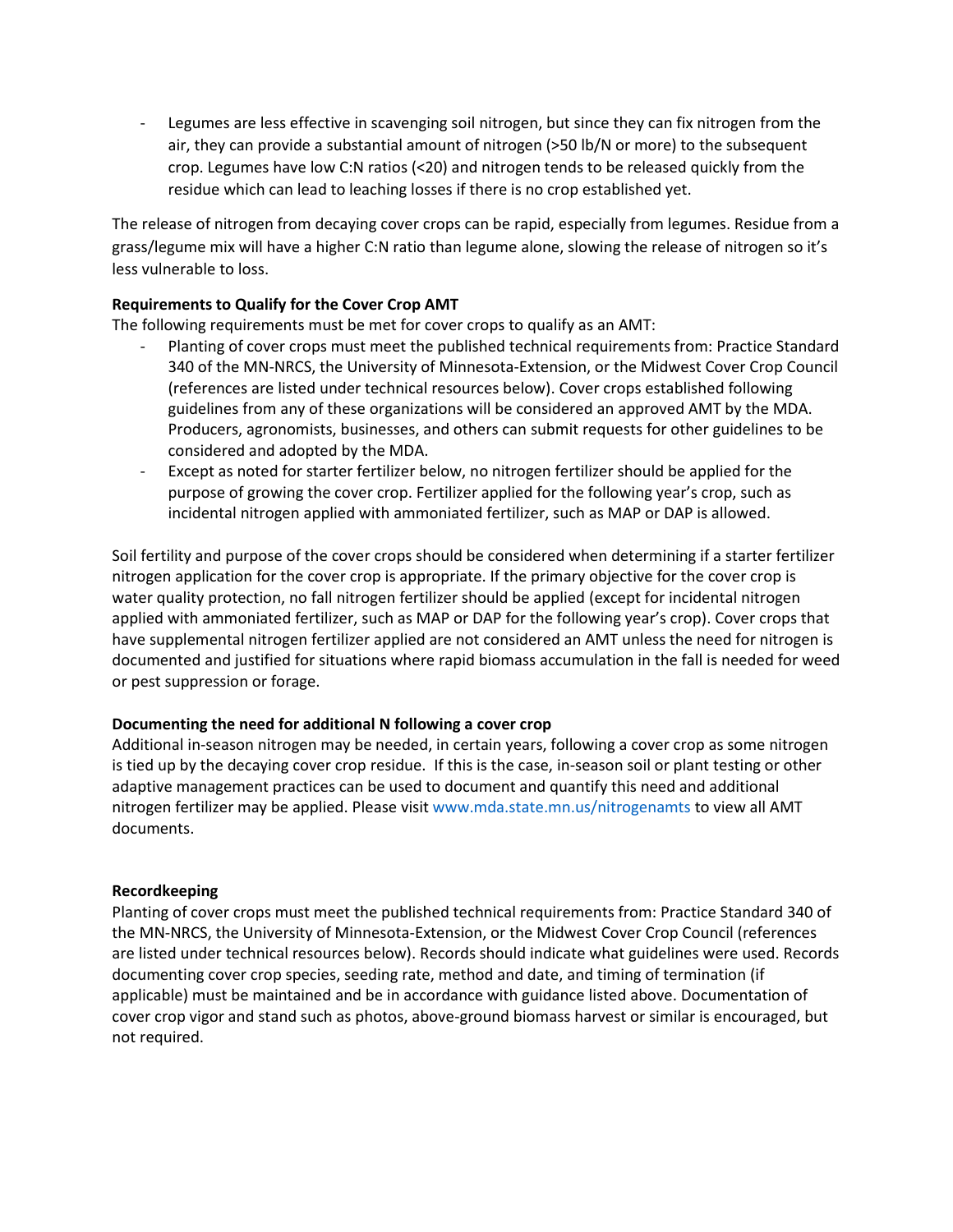- Legumes are less effective in scavenging soil nitrogen, but since they can fix nitrogen from the air, they can provide a substantial amount of nitrogen (>50 lb/N or more) to the subsequent crop. Legumes have low C:N ratios (<20) and nitrogen tends to be released quickly from the residue which can lead to leaching losses if there is no crop established yet.

The release of nitrogen from decaying cover crops can be rapid, especially from legumes. Residue from a grass/legume mix will have a higher C:N ratio than legume alone, slowing the release of nitrogen so it's less vulnerable to loss.

**Requirements to Qualify for the Cover Crop AMT**

The following requirements must be met for cover crops to qualify as an AMT:

- Planting of cover crops must meet the published technical requirements from: Practice Standard 340 of the MN-NRCS, the University of Minnesota-Extension, or the Midwest Cover Crop Council (references are listed under technical resources below). Cover crops established following guidelines from any of these organizations will be considered an approved AMT by the MDA. Producers, agronomists, businesses, and others can submit requests for other guidelines to be considered and adopted by the MDA.
- Except as noted for starter fertilizer below, no nitrogen fertilizer should be applied for the purpose of growing the cover crop. Fertilizer applied for the following year's crop, such as incidental nitrogen applied with ammoniated fertilizer, such as MAP or DAP is allowed.

Soil fertility and purpose of the cover crops should be considered when determining if a starter fertilizer nitrogen application for the cover crop is appropriate. If the primary objective for the cover crop is water quality protection, no fall nitrogen fertilizer should be applied (except for incidental nitrogen applied with ammoniated fertilizer, such as MAP or DAP for the following year's crop). Cover crops that have supplemental nitrogen fertilizer applied are not considered an AMT unless the need for nitrogen is documented and justified for situations where rapid biomass accumulation in the fall is needed for weed or pest suppression or forage.

**Documenting the need for additional N following a cover crop**

Additional in-season nitrogen may be needed, in certain years, following a cover crop as some nitrogen is tied up by the decaying cover crop residue. If this is the case, in-season soil or plant testing or other adaptive management practices can be used to document and quantify this need and additional nitrogen fertilizer may be applied. Please visit www.mda.state.mn.us/nitrogenamts to view all AMT documents.

**Recordkeeping**

Planting of cover crops must meet the published technical requirements from: Practice Standard 340 of the MN-NRCS, the University of Minnesota-Extension, or the Midwest Cover Crop Council (references are listed under technical resources below). Records should indicate what guidelines were used. Records documenting cover crop species, seeding rate, method and date, and timing of termination (if applicable) must be maintained and be in accordance with guidance listed above. Documentation of cover crop vigor and stand such as photos, above-ground biomass harvest or similar is encouraged, but not required.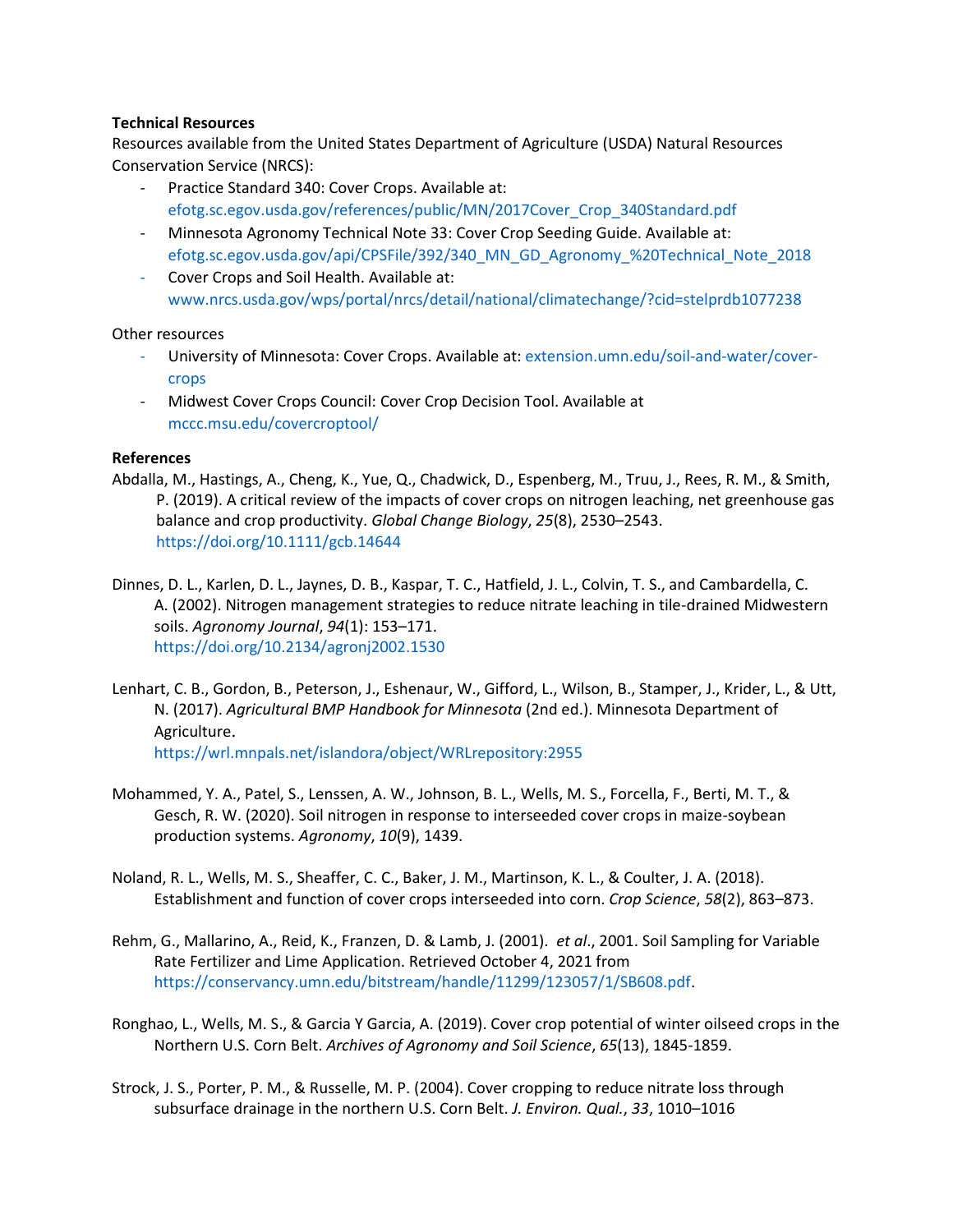**Technical Resources**

Resources available from the United States Department of Agriculture (USDA) Natural Resources Conservation Service (NRCS):

- Practice Standard 340: Cover Crops. Available at: efotg.sc.egov.usda.gov/references/public/MN/2017Cover_Crop_340Standard.pdf
- Minnesota Agronomy Technical Note 33: Cover Crop Seeding Guide. Available at: efotg.sc.egov.usda.gov/api/CPSFile/392/340_MN_GD_Agronomy_%20Technical_Note_2018
- Cover Crops and Soil Health. Available at: www.nrcs.usda.gov/wps/portal/nrcs/detail/national/climatechange/?cid=stelprdb1077238

Other resources

- University of Minnesota: Cover Crops. Available at: extension.umn.edu/soil-and-water/cover-crops
- Midwest Cover Crops Council: Cover Crop Decision Tool. Available at mccc.msu.edu/covercroptool/

**References**

Abdalla, M., Hastings, A., Cheng, K., Yue, Q., Chadwick, D., Espenberg, M., Truu, J., Rees, R. M., & Smith, P. (2019). A critical review of the impacts of cover crops on nitrogen leaching, net greenhouse gas balance and crop productivity. *Global Change Biology*, *25*(8), 2530–2543. https://doi.org/10.1111/gcb.14644

Dinnes, D. L., Karlen, D. L., Jaynes, D. B., Kaspar, T. C., Hatfield, J. L., Colvin, T. S., and Cambardella, C. A. (2002). Nitrogen management strategies to reduce nitrate leaching in tile-drained Midwestern soils. *Agronomy Journal*, *94*(1): 153–171. https://doi.org/10.2134/agronj2002.1530

Lenhart, C. B., Gordon, B., Peterson, J., Eshenaur, W., Gifford, L., Wilson, B., Stamper, J., Krider, L., & Utt, N. (2017). *Agricultural BMP Handbook for Minnesota* (2nd ed.). Minnesota Department of Agriculture. https://wrl.mnpals.net/islandora/object/WRLrepository:2955

Mohammed, Y. A., Patel, S., Lenssen, A. W., Johnson, B. L., Wells, M. S., Forcella, F., Berti, M. T., & Gesch, R. W. (2020). Soil nitrogen in response to interseeded cover crops in maize-soybean production systems. *Agronomy*, *10*(9), 1439.

Noland, R. L., Wells, M. S., Sheaffer, C. C., Baker, J. M., Martinson, K. L., & Coulter, J. A. (2018). Establishment and function of cover crops interseeded into corn. *Crop Science*, *58*(2), 863–873.

Rehm, G., Mallarino, A., Reid, K., Franzen, D. & Lamb, J. (2001). *et al*., 2001. Soil Sampling for Variable Rate Fertilizer and Lime Application. Retrieved October 4, 2021 from https://conservancy.umn.edu/bitstream/handle/11299/123057/1/SB608.pdf.

Ronghao, L., Wells, M. S., & Garcia Y Garcia, A. (2019). Cover crop potential of winter oilseed crops in the Northern U.S. Corn Belt. *Archives of Agronomy and Soil Science*, *65*(13), 1845-1859.

Strock, J. S., Porter, P. M., & Russelle, M. P. (2004). Cover cropping to reduce nitrate loss through subsurface drainage in the northern U.S. Corn Belt. *J. Environ. Qual.*, *33*, 1010–1016